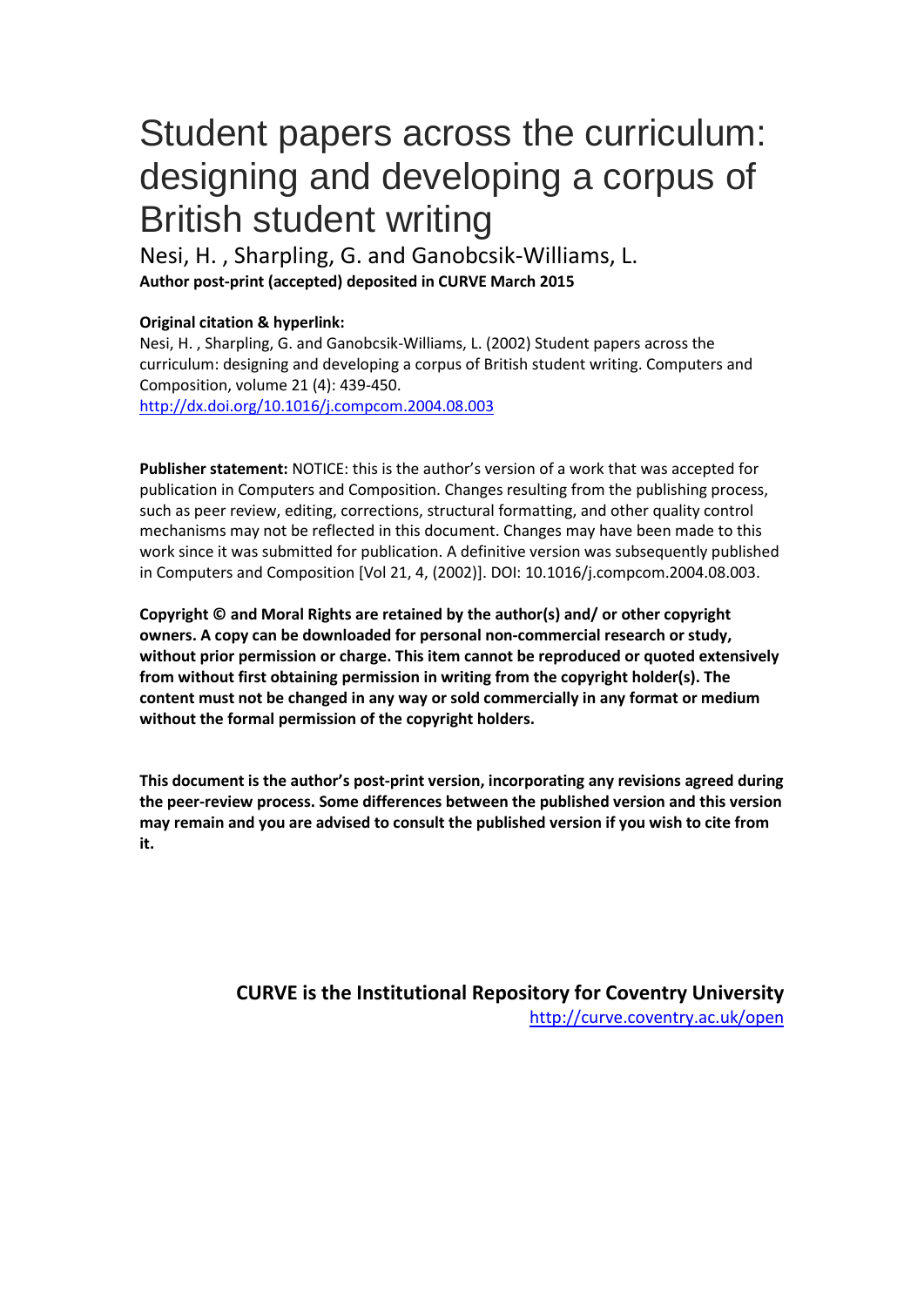# Student papers across the curriculum: designing and developing a corpus of British student writing

Nesi, H. , Sharpling, G. and Ganobcsik-Williams, L.

**Author post-print (accepted) deposited in CURVE March 2015**

**Original citation & hyperlink:**

Nesi, H. , Sharpling, G. and Ganobcsik-Williams, L. (2002) Student papers across the curriculum: designing and developing a corpus of British student writing. Computers and Composition, volume 21 (4): 439-450.

http://dx.doi.org/10.1016/j.compcom.2004.08.003

**Publisher statement:** NOTICE: this is the author's version of a work that was accepted for publication in Computers and Composition. Changes resulting from the publishing process, such as peer review, editing, corrections, structural formatting, and other quality control mechanisms may not be reflected in this document. Changes may have been made to this work since it was submitted for publication. A definitive version was subsequently published in Computers and Composition [Vol 21, 4, (2002)]. DOI: 10.1016/j.compcom.2004.08.003.

**Copyright © and Moral Rights are retained by the author(s) and/ or other copyright owners. A copy can be downloaded for personal non-commercial research or study, without prior permission or charge. This item cannot be reproduced or quoted extensively from without first obtaining permission in writing from the copyright holder(s). The content must not be changed in any way or sold commercially in any format or medium without the formal permission of the copyright holders.**

**This document is the author's post-print version, incorporating any revisions agreed during the peer-review process. Some differences between the published version and this version may remain and you are advised to consult the published version if you wish to cite from it.**

**CURVE is the Institutional Repository for Coventry University**

http://curve.coventry.ac.uk/open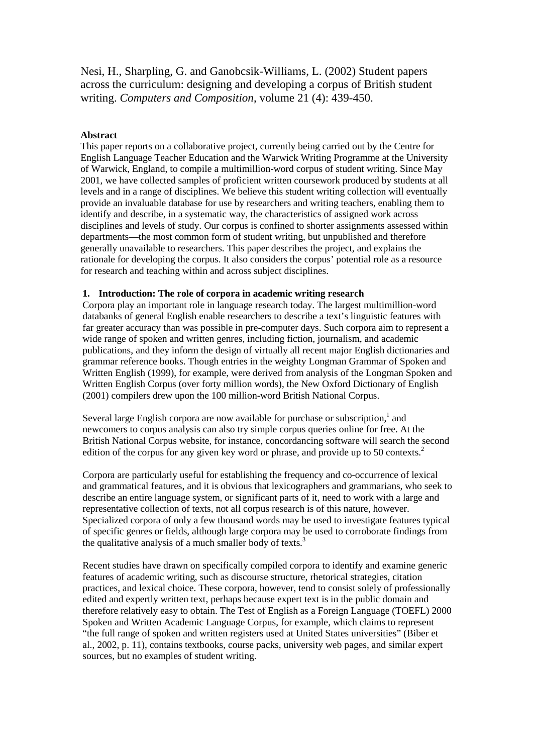Nesi, H., Sharpling, G. and Ganobcsik-Williams, L. (2002) Student papers across the curriculum: designing and developing a corpus of British student writing. *Computers and Composition*, volume 21 (4): 439-450.

**Abstract**

This paper reports on a collaborative project, currently being carried out by the Centre for English Language Teacher Education and the Warwick Writing Programme at the University of Warwick, England, to compile a multimillion-word corpus of student writing. Since May 2001, we have collected samples of proficient written coursework produced by students at all levels and in a range of disciplines. We believe this student writing collection will eventually provide an invaluable database for use by researchers and writing teachers, enabling them to identify and describe, in a systematic way, the characteristics of assigned work across disciplines and levels of study. Our corpus is confined to shorter assignments assessed within departments—the most common form of student writing, but unpublished and therefore generally unavailable to researchers. This paper describes the project, and explains the rationale for developing the corpus. It also considers the corpus' potential role as a resource for research and teaching within and across subject disciplines.

## 1. Introduction: The role of corpora in academic writing research

Corpora play an important role in language research today. The largest multimillion-word databanks of general English enable researchers to describe a text's linguistic features with far greater accuracy than was possible in pre-computer days. Such corpora aim to represent a wide range of spoken and written genres, including fiction, journalism, and academic publications, and they inform the design of virtually all recent major English dictionaries and grammar reference books. Though entries in the weighty Longman Grammar of Spoken and Written English (1999), for example, were derived from analysis of the Longman Spoken and Written English Corpus (over forty million words), the New Oxford Dictionary of English (2001) compilers drew upon the 100 million-word British National Corpus.

Several large English corpora are now available for purchase or subscription,[1] and newcomers to corpus analysis can also try simple corpus queries online for free. At the British National Corpus website, for instance, concordancing software will search the second edition of the corpus for any given key word or phrase, and provide up to 50 contexts.[2]

Corpora are particularly useful for establishing the frequency and co-occurrence of lexical and grammatical features, and it is obvious that lexicographers and grammarians, who seek to describe an entire language system, or significant parts of it, need to work with a large and representative collection of texts, not all corpus research is of this nature, however. Specialized corpora of only a few thousand words may be used to investigate features typical of specific genres or fields, although large corpora may be used to corroborate findings from the qualitative analysis of a much smaller body of texts.[3]

Recent studies have drawn on specifically compiled corpora to identify and examine generic features of academic writing, such as discourse structure, rhetorical strategies, citation practices, and lexical choice. These corpora, however, tend to consist solely of professionally edited and expertly written text, perhaps because expert text is in the public domain and therefore relatively easy to obtain. The Test of English as a Foreign Language (TOEFL) 2000 Spoken and Written Academic Language Corpus, for example, which claims to represent "the full range of spoken and written registers used at United States universities" (Biber et al., 2002, p. 11), contains textbooks, course packs, university web pages, and similar expert sources, but no examples of student writing.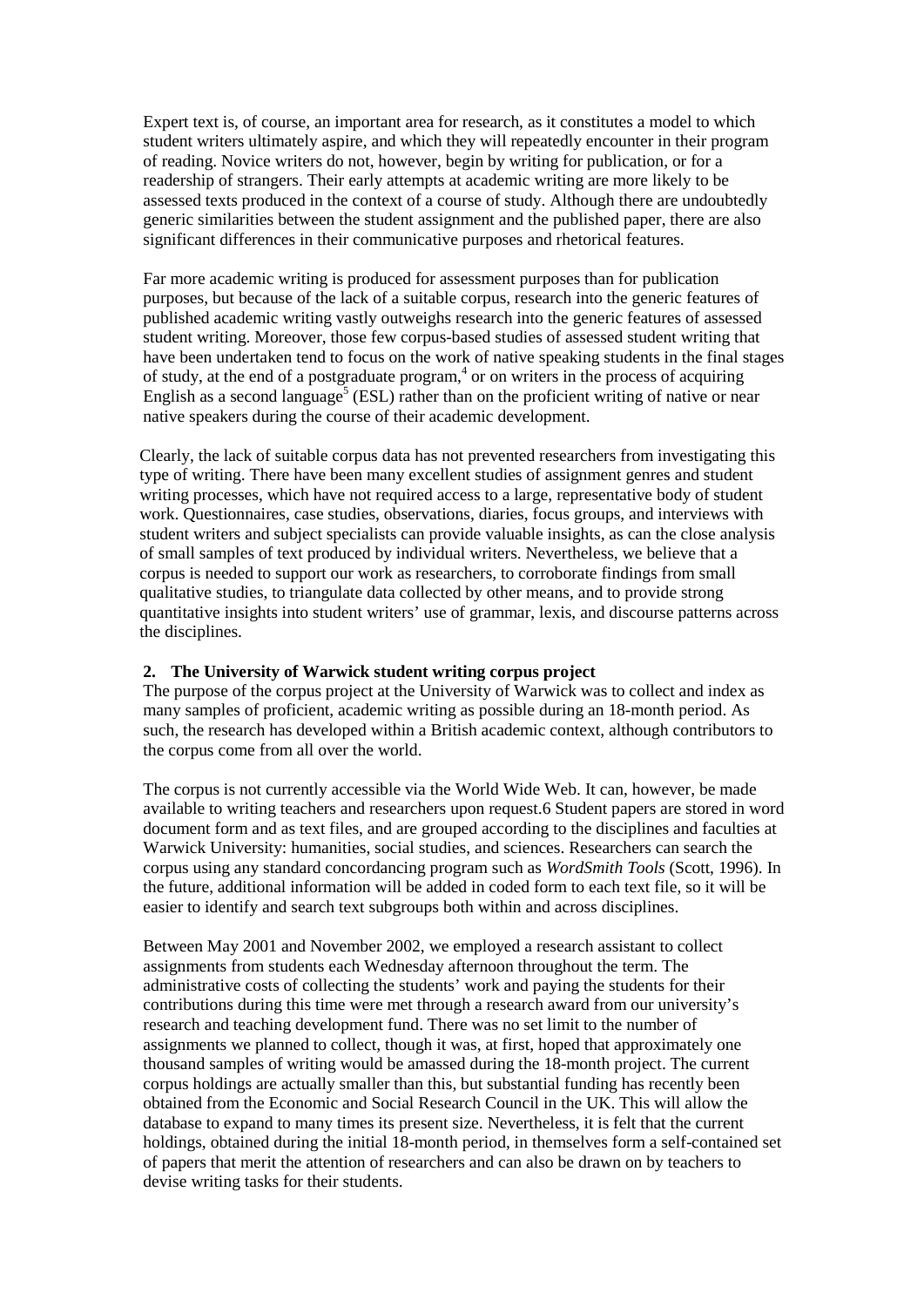Expert text is, of course, an important area for research, as it constitutes a model to which student writers ultimately aspire, and which they will repeatedly encounter in their program of reading. Novice writers do not, however, begin by writing for publication, or for a readership of strangers. Their early attempts at academic writing are more likely to be assessed texts produced in the context of a course of study. Although there are undoubtedly generic similarities between the student assignment and the published paper, there are also significant differences in their communicative purposes and rhetorical features.

Far more academic writing is produced for assessment purposes than for publication purposes, but because of the lack of a suitable corpus, research into the generic features of published academic writing vastly outweighs research into the generic features of assessed student writing. Moreover, those few corpus-based studies of assessed student writing that have been undertaken tend to focus on the work of native speaking students in the final stages of study, at the end of a postgraduate program,[4] or on writers in the process of acquiring English as a second language[5] (ESL) rather than on the proficient writing of native or near native speakers during the course of their academic development.

Clearly, the lack of suitable corpus data has not prevented researchers from investigating this type of writing. There have been many excellent studies of assignment genres and student writing processes, which have not required access to a large, representative body of student work. Questionnaires, case studies, observations, diaries, focus groups, and interviews with student writers and subject specialists can provide valuable insights, as can the close analysis of small samples of text produced by individual writers. Nevertheless, we believe that a corpus is needed to support our work as researchers, to corroborate findings from small qualitative studies, to triangulate data collected by other means, and to provide strong quantitative insights into student writers' use of grammar, lexis, and discourse patterns across the disciplines.

## 2. The University of Warwick student writing corpus project

The purpose of the corpus project at the University of Warwick was to collect and index as many samples of proficient, academic writing as possible during an 18-month period. As such, the research has developed within a British academic context, although contributors to the corpus come from all over the world.

The corpus is not currently accessible via the World Wide Web. It can, however, be made available to writing teachers and researchers upon request.6 Student papers are stored in word document form and as text files, and are grouped according to the disciplines and faculties at Warwick University: humanities, social studies, and sciences. Researchers can search the corpus using any standard concordancing program such as *WordSmith Tools* (Scott, 1996). In the future, additional information will be added in coded form to each text file, so it will be easier to identify and search text subgroups both within and across disciplines.

Between May 2001 and November 2002, we employed a research assistant to collect assignments from students each Wednesday afternoon throughout the term. The administrative costs of collecting the students' work and paying the students for their contributions during this time were met through a research award from our university's research and teaching development fund. There was no set limit to the number of assignments we planned to collect, though it was, at first, hoped that approximately one thousand samples of writing would be amassed during the 18-month project. The current corpus holdings are actually smaller than this, but substantial funding has recently been obtained from the Economic and Social Research Council in the UK. This will allow the database to expand to many times its present size. Nevertheless, it is felt that the current holdings, obtained during the initial 18-month period, in themselves form a self-contained set of papers that merit the attention of researchers and can also be drawn on by teachers to devise writing tasks for their students.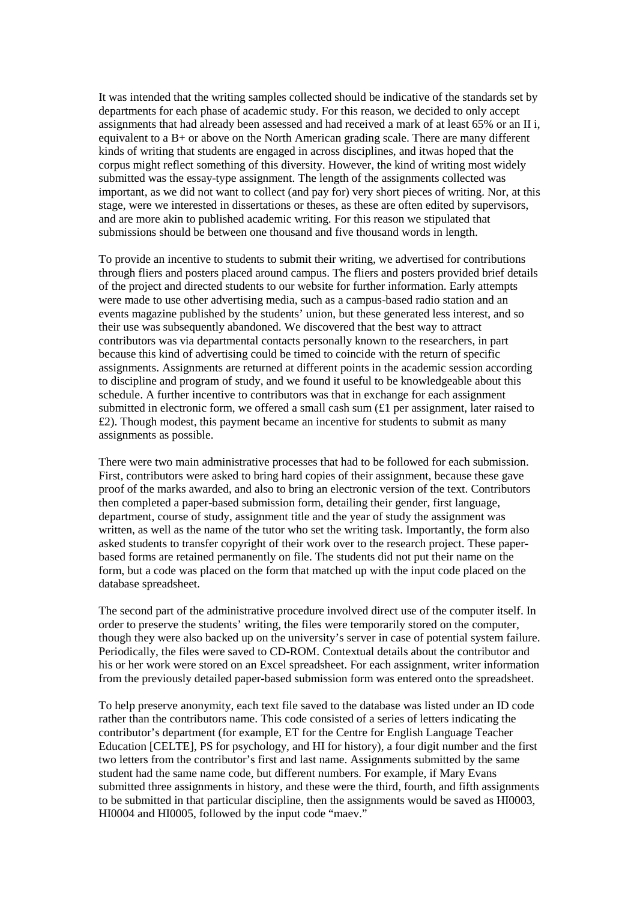It was intended that the writing samples collected should be indicative of the standards set by departments for each phase of academic study. For this reason, we decided to only accept assignments that had already been assessed and had received a mark of at least 65% or an II i, equivalent to a B+ or above on the North American grading scale. There are many different kinds of writing that students are engaged in across disciplines, and itwas hoped that the corpus might reflect something of this diversity. However, the kind of writing most widely submitted was the essay-type assignment. The length of the assignments collected was important, as we did not want to collect (and pay for) very short pieces of writing. Nor, at this stage, were we interested in dissertations or theses, as these are often edited by supervisors, and are more akin to published academic writing. For this reason we stipulated that submissions should be between one thousand and five thousand words in length.

To provide an incentive to students to submit their writing, we advertised for contributions through fliers and posters placed around campus. The fliers and posters provided brief details of the project and directed students to our website for further information. Early attempts were made to use other advertising media, such as a campus-based radio station and an events magazine published by the students' union, but these generated less interest, and so their use was subsequently abandoned. We discovered that the best way to attract contributors was via departmental contacts personally known to the researchers, in part because this kind of advertising could be timed to coincide with the return of specific assignments. Assignments are returned at different points in the academic session according to discipline and program of study, and we found it useful to be knowledgeable about this schedule. A further incentive to contributors was that in exchange for each assignment submitted in electronic form, we offered a small cash sum (£1 per assignment, later raised to £2). Though modest, this payment became an incentive for students to submit as many assignments as possible.

There were two main administrative processes that had to be followed for each submission. First, contributors were asked to bring hard copies of their assignment, because these gave proof of the marks awarded, and also to bring an electronic version of the text. Contributors then completed a paper-based submission form, detailing their gender, first language, department, course of study, assignment title and the year of study the assignment was written, as well as the name of the tutor who set the writing task. Importantly, the form also asked students to transfer copyright of their work over to the research project. These paper-based forms are retained permanently on file. The students did not put their name on the form, but a code was placed on the form that matched up with the input code placed on the database spreadsheet.

The second part of the administrative procedure involved direct use of the computer itself. In order to preserve the students' writing, the files were temporarily stored on the computer, though they were also backed up on the university's server in case of potential system failure. Periodically, the files were saved to CD-ROM. Contextual details about the contributor and his or her work were stored on an Excel spreadsheet. For each assignment, writer information from the previously detailed paper-based submission form was entered onto the spreadsheet.

To help preserve anonymity, each text file saved to the database was listed under an ID code rather than the contributors name. This code consisted of a series of letters indicating the contributor's department (for example, ET for the Centre for English Language Teacher Education [CELTE], PS for psychology, and HI for history), a four digit number and the first two letters from the contributor's first and last name. Assignments submitted by the same student had the same name code, but different numbers. For example, if Mary Evans submitted three assignments in history, and these were the third, fourth, and fifth assignments to be submitted in that particular discipline, then the assignments would be saved as HI0003, HI0004 and HI0005, followed by the input code "maev."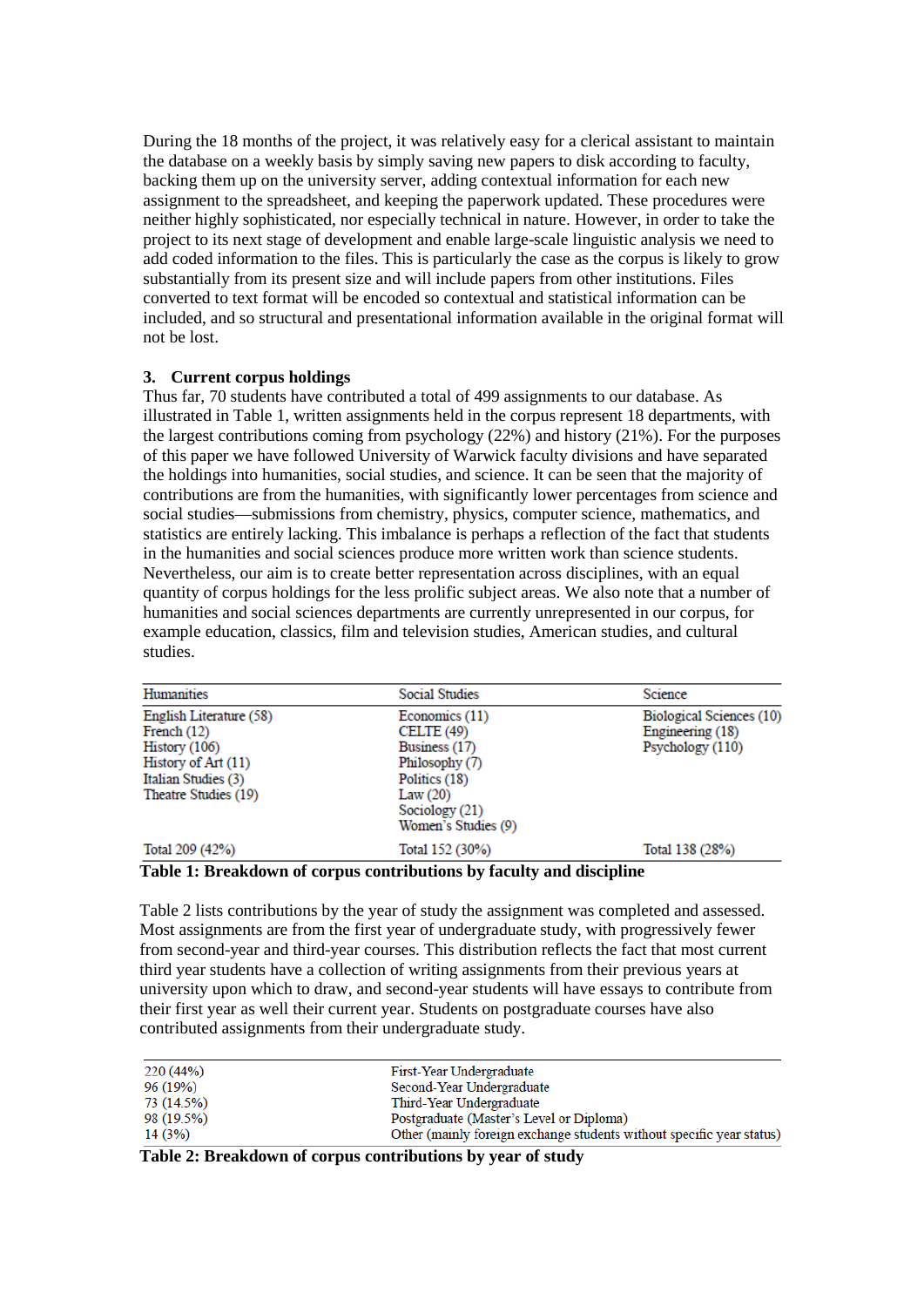During the 18 months of the project, it was relatively easy for a clerical assistant to maintain the database on a weekly basis by simply saving new papers to disk according to faculty, backing them up on the university server, adding contextual information for each new assignment to the spreadsheet, and keeping the paperwork updated. These procedures were neither highly sophisticated, nor especially technical in nature. However, in order to take the project to its next stage of development and enable large-scale linguistic analysis we need to add coded information to the files. This is particularly the case as the corpus is likely to grow substantially from its present size and will include papers from other institutions. Files converted to text format will be encoded so contextual and statistical information can be included, and so structural and presentational information available in the original format will not be lost.

## 3. Current corpus holdings

Thus far, 70 students have contributed a total of 499 assignments to our database. As illustrated in Table 1, written assignments held in the corpus represent 18 departments, with the largest contributions coming from psychology (22%) and history (21%). For the purposes of this paper we have followed University of Warwick faculty divisions and have separated the holdings into humanities, social studies, and science. It can be seen that the majority of contributions are from the humanities, with significantly lower percentages from science and social studies—submissions from chemistry, physics, computer science, mathematics, and statistics are entirely lacking. This imbalance is perhaps a reflection of the fact that students in the humanities and social sciences produce more written work than science students. Nevertheless, our aim is to create better representation across disciplines, with an equal quantity of corpus holdings for the less prolific subject areas. We also note that a number of humanities and social sciences departments are currently unrepresented in our corpus, for example education, classics, film and television studies, American studies, and cultural studies.

| Humanities | Social Studies | Science |
|---|---|---|
| English Literature (58) | Economics (11) | Biological Sciences (10) |
| French (12) | CELTE (49) | Engineering (18) |
| History (106) | Business (17) | Psychology (110) |
| History of Art (11) | Philosophy (7) | |
| Italian Studies (3) | Politics (18) | |
| Theatre Studies (19) | Law (20) | |
| | Sociology (21) | |
| | Women's Studies (9) | |
| Total 209 (42%) | Total 152 (30%) | Total 138 (28%) |

**Table 1: Breakdown of corpus contributions by faculty and discipline**

Table 2 lists contributions by the year of study the assignment was completed and assessed. Most assignments are from the first year of undergraduate study, with progressively fewer from second-year and third-year courses. This distribution reflects the fact that most current third year students have a collection of writing assignments from their previous years at university upon which to draw, and second-year students will have essays to contribute from their first year as well their current year. Students on postgraduate courses have also contributed assignments from their undergraduate study.

| | |
|---|---|
| 220 (44%) | First-Year Undergraduate |
| 96 (19%) | Second-Year Undergraduate |
| 73 (14.5%) | Third-Year Undergraduate |
| 98 (19.5%) | Postgraduate (Master's Level or Diploma) |
| 14 (3%) | Other (mainly foreign exchange students without specific year status) |

**Table 2: Breakdown of corpus contributions by year of study**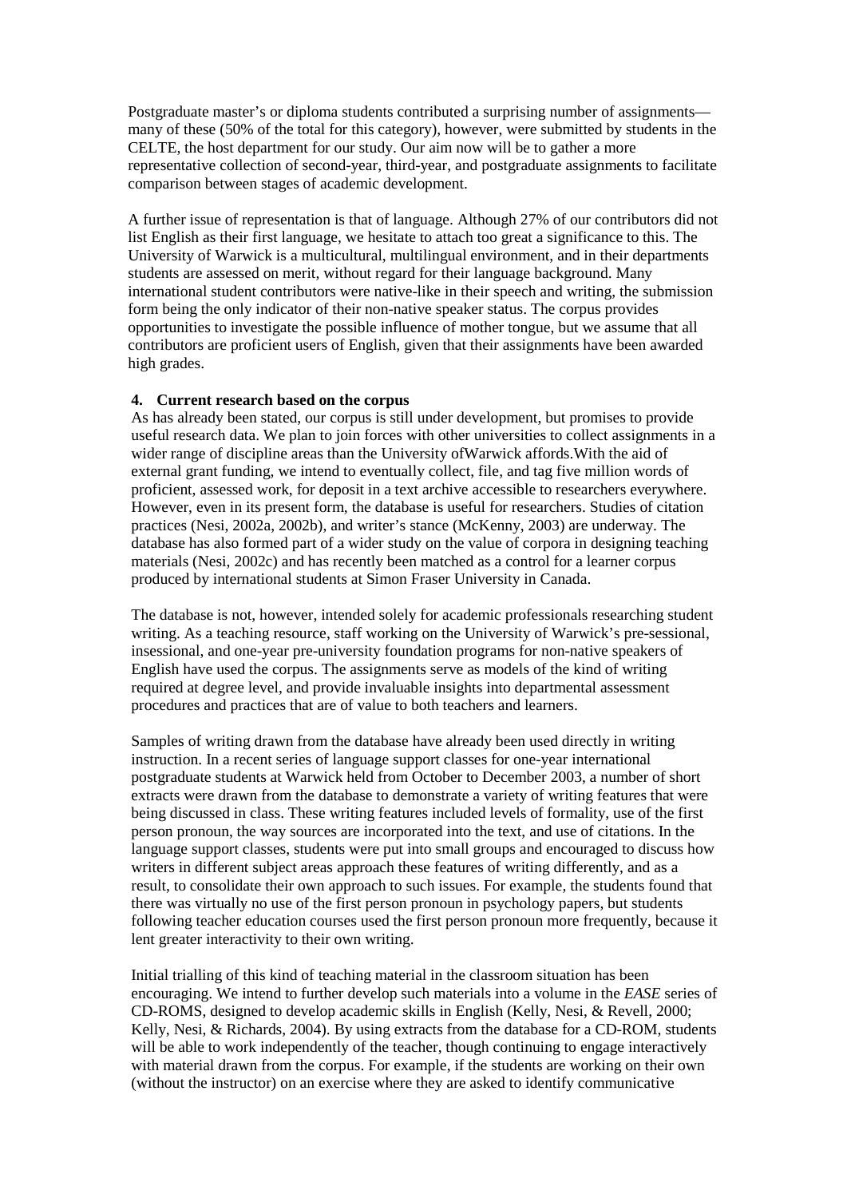Postgraduate master's or diploma students contributed a surprising number of assignments—many of these (50% of the total for this category), however, were submitted by students in the CELTE, the host department for our study. Our aim now will be to gather a more representative collection of second-year, third-year, and postgraduate assignments to facilitate comparison between stages of academic development.

A further issue of representation is that of language. Although 27% of our contributors did not list English as their first language, we hesitate to attach too great a significance to this. The University of Warwick is a multicultural, multilingual environment, and in their departments students are assessed on merit, without regard for their language background. Many international student contributors were native-like in their speech and writing, the submission form being the only indicator of their non-native speaker status. The corpus provides opportunities to investigate the possible influence of mother tongue, but we assume that all contributors are proficient users of English, given that their assignments have been awarded high grades.

## 4. Current research based on the corpus

As has already been stated, our corpus is still under development, but promises to provide useful research data. We plan to join forces with other universities to collect assignments in a wider range of discipline areas than the University ofWarwick affords.With the aid of external grant funding, we intend to eventually collect, file, and tag five million words of proficient, assessed work, for deposit in a text archive accessible to researchers everywhere. However, even in its present form, the database is useful for researchers. Studies of citation practices (Nesi, 2002a, 2002b), and writer's stance (McKenny, 2003) are underway. The database has also formed part of a wider study on the value of corpora in designing teaching materials (Nesi, 2002c) and has recently been matched as a control for a learner corpus produced by international students at Simon Fraser University in Canada.

The database is not, however, intended solely for academic professionals researching student writing. As a teaching resource, staff working on the University of Warwick's pre-sessional, insessional, and one-year pre-university foundation programs for non-native speakers of English have used the corpus. The assignments serve as models of the kind of writing required at degree level, and provide invaluable insights into departmental assessment procedures and practices that are of value to both teachers and learners.

Samples of writing drawn from the database have already been used directly in writing instruction. In a recent series of language support classes for one-year international postgraduate students at Warwick held from October to December 2003, a number of short extracts were drawn from the database to demonstrate a variety of writing features that were being discussed in class. These writing features included levels of formality, use of the first person pronoun, the way sources are incorporated into the text, and use of citations. In the language support classes, students were put into small groups and encouraged to discuss how writers in different subject areas approach these features of writing differently, and as a result, to consolidate their own approach to such issues. For example, the students found that there was virtually no use of the first person pronoun in psychology papers, but students following teacher education courses used the first person pronoun more frequently, because it lent greater interactivity to their own writing.

Initial trialling of this kind of teaching material in the classroom situation has been encouraging. We intend to further develop such materials into a volume in the *EASE* series of CD-ROMS, designed to develop academic skills in English (Kelly, Nesi, & Revell, 2000; Kelly, Nesi, & Richards, 2004). By using extracts from the database for a CD-ROM, students will be able to work independently of the teacher, though continuing to engage interactively with material drawn from the corpus. For example, if the students are working on their own (without the instructor) on an exercise where they are asked to identify communicative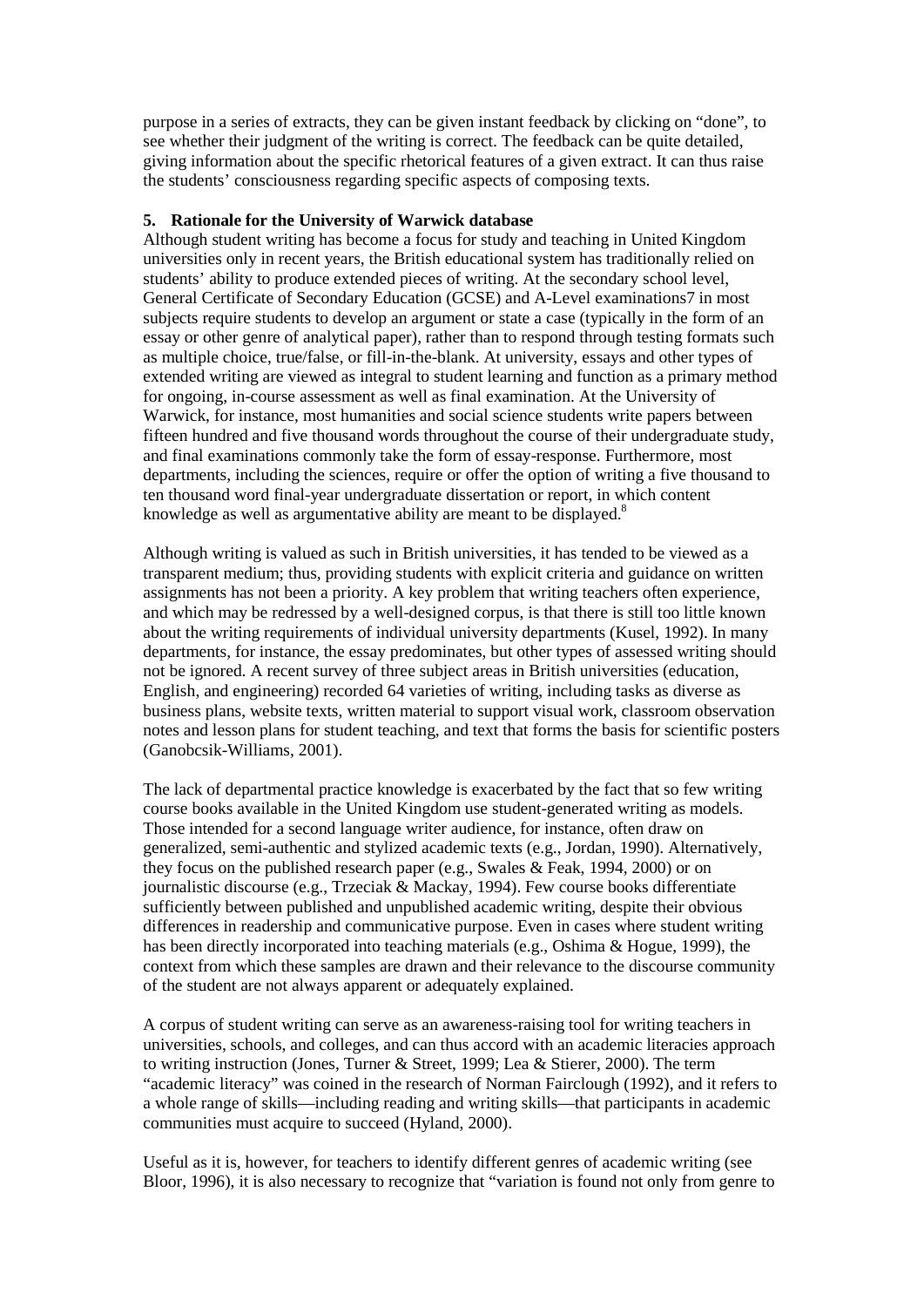purpose in a series of extracts, they can be given instant feedback by clicking on "done", to see whether their judgment of the writing is correct. The feedback can be quite detailed, giving information about the specific rhetorical features of a given extract. It can thus raise the students' consciousness regarding specific aspects of composing texts.

## 5. Rationale for the University of Warwick database

Although student writing has become a focus for study and teaching in United Kingdom universities only in recent years, the British educational system has traditionally relied on students' ability to produce extended pieces of writing. At the secondary school level, General Certificate of Secondary Education (GCSE) and A-Level examinations7 in most subjects require students to develop an argument or state a case (typically in the form of an essay or other genre of analytical paper), rather than to respond through testing formats such as multiple choice, true/false, or fill-in-the-blank. At university, essays and other types of extended writing are viewed as integral to student learning and function as a primary method for ongoing, in-course assessment as well as final examination. At the University of Warwick, for instance, most humanities and social science students write papers between fifteen hundred and five thousand words throughout the course of their undergraduate study, and final examinations commonly take the form of essay-response. Furthermore, most departments, including the sciences, require or offer the option of writing a five thousand to ten thousand word final-year undergraduate dissertation or report, in which content knowledge as well as argumentative ability are meant to be displayed.[8]

Although writing is valued as such in British universities, it has tended to be viewed as a transparent medium; thus, providing students with explicit criteria and guidance on written assignments has not been a priority. A key problem that writing teachers often experience, and which may be redressed by a well-designed corpus, is that there is still too little known about the writing requirements of individual university departments (Kusel, 1992). In many departments, for instance, the essay predominates, but other types of assessed writing should not be ignored. A recent survey of three subject areas in British universities (education, English, and engineering) recorded 64 varieties of writing, including tasks as diverse as business plans, website texts, written material to support visual work, classroom observation notes and lesson plans for student teaching, and text that forms the basis for scientific posters (Ganobcsik-Williams, 2001).

The lack of departmental practice knowledge is exacerbated by the fact that so few writing course books available in the United Kingdom use student-generated writing as models. Those intended for a second language writer audience, for instance, often draw on generalized, semi-authentic and stylized academic texts (e.g., Jordan, 1990). Alternatively, they focus on the published research paper (e.g., Swales & Feak, 1994, 2000) or on journalistic discourse (e.g., Trzeciak & Mackay, 1994). Few course books differentiate sufficiently between published and unpublished academic writing, despite their obvious differences in readership and communicative purpose. Even in cases where student writing has been directly incorporated into teaching materials (e.g., Oshima & Hogue, 1999), the context from which these samples are drawn and their relevance to the discourse community of the student are not always apparent or adequately explained.

A corpus of student writing can serve as an awareness-raising tool for writing teachers in universities, schools, and colleges, and can thus accord with an academic literacies approach to writing instruction (Jones, Turner & Street, 1999; Lea & Stierer, 2000). The term "academic literacy" was coined in the research of Norman Fairclough (1992), and it refers to a whole range of skills—including reading and writing skills—that participants in academic communities must acquire to succeed (Hyland, 2000).

Useful as it is, however, for teachers to identify different genres of academic writing (see Bloor, 1996), it is also necessary to recognize that "variation is found not only from genre to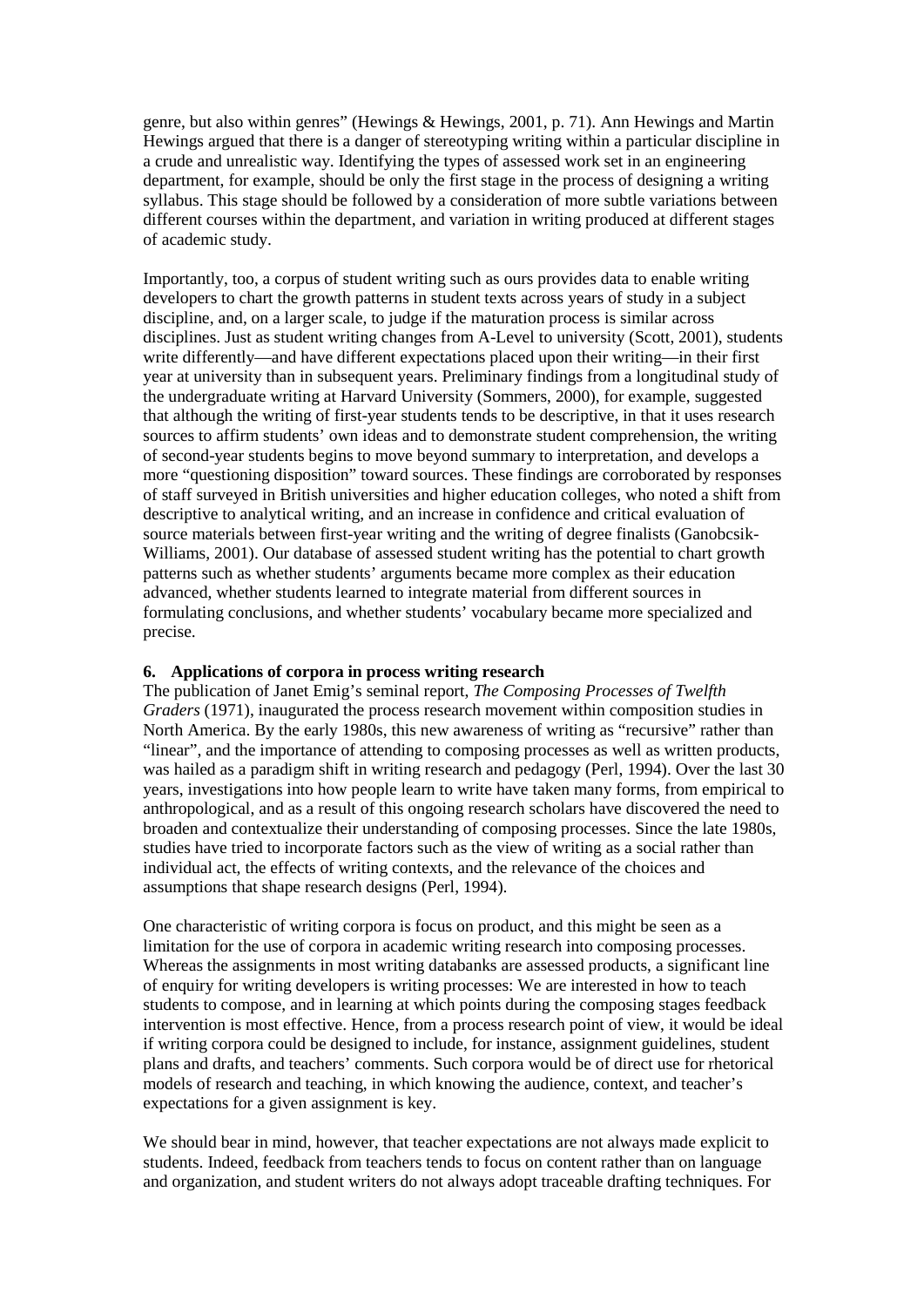genre, but also within genres" (Hewings & Hewings, 2001, p. 71). Ann Hewings and Martin Hewings argued that there is a danger of stereotyping writing within a particular discipline in a crude and unrealistic way. Identifying the types of assessed work set in an engineering department, for example, should be only the first stage in the process of designing a writing syllabus. This stage should be followed by a consideration of more subtle variations between different courses within the department, and variation in writing produced at different stages of academic study.

Importantly, too, a corpus of student writing such as ours provides data to enable writing developers to chart the growth patterns in student texts across years of study in a subject discipline, and, on a larger scale, to judge if the maturation process is similar across disciplines. Just as student writing changes from A-Level to university (Scott, 2001), students write differently—and have different expectations placed upon their writing—in their first year at university than in subsequent years. Preliminary findings from a longitudinal study of the undergraduate writing at Harvard University (Sommers, 2000), for example, suggested that although the writing of first-year students tends to be descriptive, in that it uses research sources to affirm students' own ideas and to demonstrate student comprehension, the writing of second-year students begins to move beyond summary to interpretation, and develops a more "questioning disposition" toward sources. These findings are corroborated by responses of staff surveyed in British universities and higher education colleges, who noted a shift from descriptive to analytical writing, and an increase in confidence and critical evaluation of source materials between first-year writing and the writing of degree finalists (Ganobcsik-Williams, 2001). Our database of assessed student writing has the potential to chart growth patterns such as whether students' arguments became more complex as their education advanced, whether students learned to integrate material from different sources in formulating conclusions, and whether students' vocabulary became more specialized and precise.

## 6. Applications of corpora in process writing research

The publication of Janet Emig's seminal report, *The Composing Processes of Twelfth Graders* (1971), inaugurated the process research movement within composition studies in North America. By the early 1980s, this new awareness of writing as "recursive" rather than "linear", and the importance of attending to composing processes as well as written products, was hailed as a paradigm shift in writing research and pedagogy (Perl, 1994). Over the last 30 years, investigations into how people learn to write have taken many forms, from empirical to anthropological, and as a result of this ongoing research scholars have discovered the need to broaden and contextualize their understanding of composing processes. Since the late 1980s, studies have tried to incorporate factors such as the view of writing as a social rather than individual act, the effects of writing contexts, and the relevance of the choices and assumptions that shape research designs (Perl, 1994).

One characteristic of writing corpora is focus on product, and this might be seen as a limitation for the use of corpora in academic writing research into composing processes. Whereas the assignments in most writing databanks are assessed products, a significant line of enquiry for writing developers is writing processes: We are interested in how to teach students to compose, and in learning at which points during the composing stages feedback intervention is most effective. Hence, from a process research point of view, it would be ideal if writing corpora could be designed to include, for instance, assignment guidelines, student plans and drafts, and teachers' comments. Such corpora would be of direct use for rhetorical models of research and teaching, in which knowing the audience, context, and teacher's expectations for a given assignment is key.

We should bear in mind, however, that teacher expectations are not always made explicit to students. Indeed, feedback from teachers tends to focus on content rather than on language and organization, and student writers do not always adopt traceable drafting techniques. For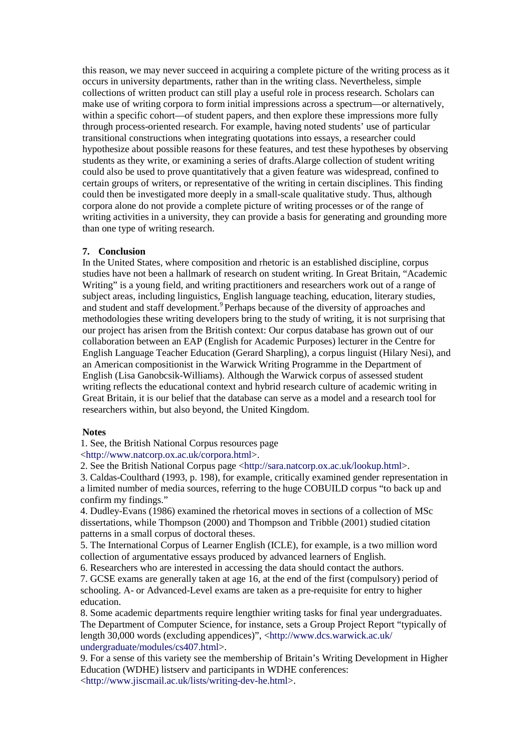this reason, we may never succeed in acquiring a complete picture of the writing process as it occurs in university departments, rather than in the writing class. Nevertheless, simple collections of written product can still play a useful role in process research. Scholars can make use of writing corpora to form initial impressions across a spectrum—or alternatively, within a specific cohort—of student papers, and then explore these impressions more fully through process-oriented research. For example, having noted students' use of particular transitional constructions when integrating quotations into essays, a researcher could hypothesize about possible reasons for these features, and test these hypotheses by observing students as they write, or examining a series of drafts.Alarge collection of student writing could also be used to prove quantitatively that a given feature was widespread, confined to certain groups of writers, or representative of the writing in certain disciplines. This finding could then be investigated more deeply in a small-scale qualitative study. Thus, although corpora alone do not provide a complete picture of writing processes or of the range of writing activities in a university, they can provide a basis for generating and grounding more than one type of writing research.

## 7. Conclusion

In the United States, where composition and rhetoric is an established discipline, corpus studies have not been a hallmark of research on student writing. In Great Britain, "Academic Writing" is a young field, and writing practitioners and researchers work out of a range of subject areas, including linguistics, English language teaching, education, literary studies, and student and staff development.[9] Perhaps because of the diversity of approaches and methodologies these writing developers bring to the study of writing, it is not surprising that our project has arisen from the British context: Our corpus database has grown out of our collaboration between an EAP (English for Academic Purposes) lecturer in the Centre for English Language Teacher Education (Gerard Sharpling), a corpus linguist (Hilary Nesi), and an American compositionist in the Warwick Writing Programme in the Department of English (Lisa Ganobcsik-Williams). Although the Warwick corpus of assessed student writing reflects the educational context and hybrid research culture of academic writing in Great Britain, it is our belief that the database can serve as a model and a research tool for researchers within, but also beyond, the United Kingdom.

## Notes

1. See, the British National Corpus resources page <http://www.natcorp.ox.ac.uk/corpora.html>.
2. See the British National Corpus page <http://sara.natcorp.ox.ac.uk/lookup.html>.
3. Caldas-Coulthard (1993, p. 198), for example, critically examined gender representation in a limited number of media sources, referring to the huge COBUILD corpus "to back up and confirm my findings."
4. Dudley-Evans (1986) examined the rhetorical moves in sections of a collection of MSc dissertations, while Thompson (2000) and Thompson and Tribble (2001) studied citation patterns in a small corpus of doctoral theses.
5. The International Corpus of Learner English (ICLE), for example, is a two million word collection of argumentative essays produced by advanced learners of English.
6. Researchers who are interested in accessing the data should contact the authors.
7. GCSE exams are generally taken at age 16, at the end of the first (compulsory) period of schooling. A- or Advanced-Level exams are taken as a pre-requisite for entry to higher education.
8. Some academic departments require lengthier writing tasks for final year undergraduates. The Department of Computer Science, for instance, sets a Group Project Report "typically of length 30,000 words (excluding appendices)", <http://www.dcs.warwick.ac.uk/undergraduate/modules/cs407.html>.
9. For a sense of this variety see the membership of Britain's Writing Development in Higher Education (WDHE) listserv and participants in WDHE conferences: <http://www.jiscmail.ac.uk/lists/writing-dev-he.html>.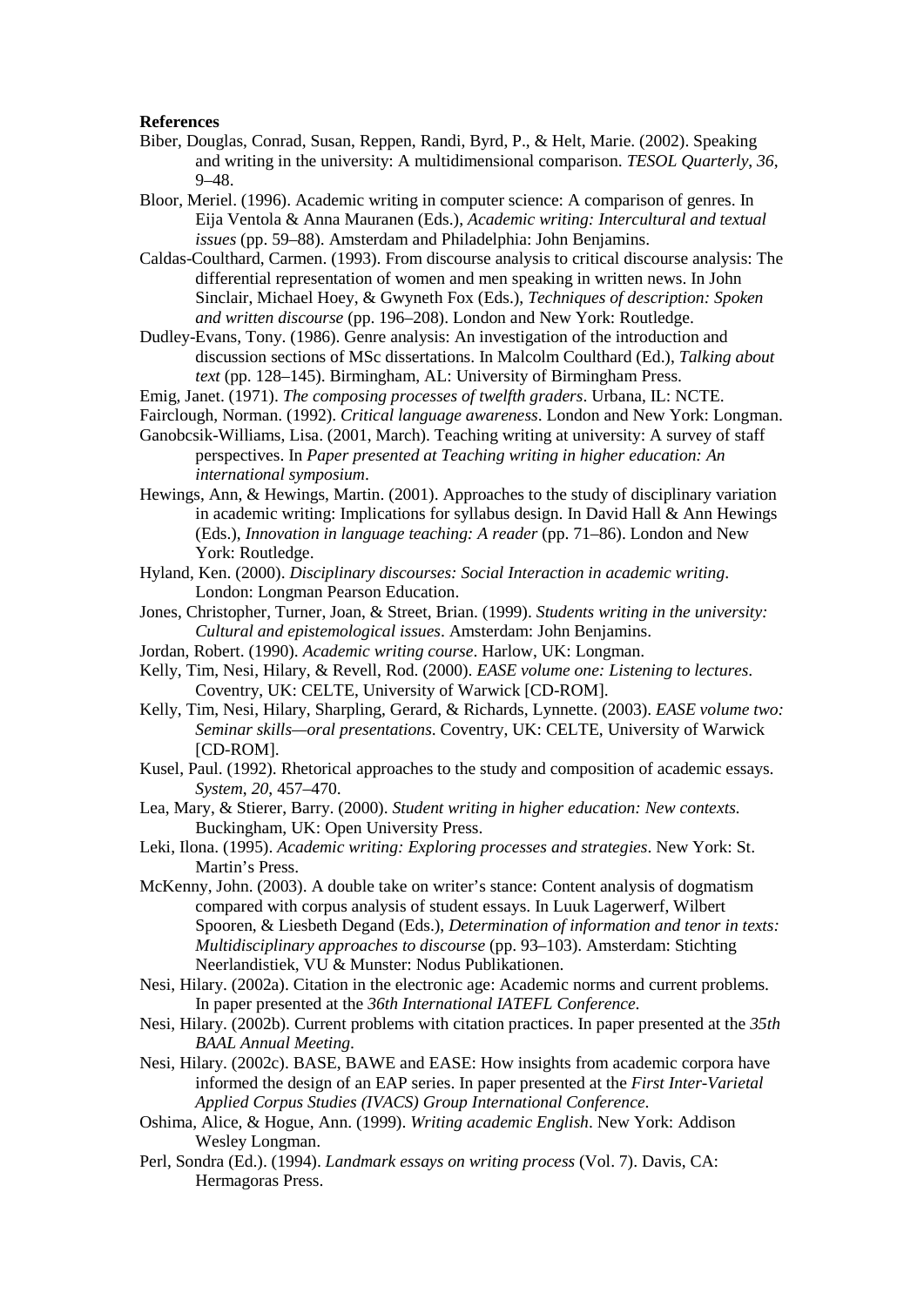**References**

Biber, Douglas, Conrad, Susan, Reppen, Randi, Byrd, P., & Helt, Marie. (2002). Speaking and writing in the university: A multidimensional comparison. *TESOL Quarterly*, *36*, 9–48.

Bloor, Meriel. (1996). Academic writing in computer science: A comparison of genres. In Eija Ventola & Anna Mauranen (Eds.), *Academic writing: Intercultural and textual issues* (pp. 59–88). Amsterdam and Philadelphia: John Benjamins.

Caldas-Coulthard, Carmen. (1993). From discourse analysis to critical discourse analysis: The differential representation of women and men speaking in written news. In John Sinclair, Michael Hoey, & Gwyneth Fox (Eds.), *Techniques of description: Spoken and written discourse* (pp. 196–208). London and New York: Routledge.

Dudley-Evans, Tony. (1986). Genre analysis: An investigation of the introduction and discussion sections of MSc dissertations. In Malcolm Coulthard (Ed.), *Talking about text* (pp. 128–145). Birmingham, AL: University of Birmingham Press.

Emig, Janet. (1971). *The composing processes of twelfth graders*. Urbana, IL: NCTE.

Fairclough, Norman. (1992). *Critical language awareness*. London and New York: Longman.

Ganobcsik-Williams, Lisa. (2001, March). Teaching writing at university: A survey of staff perspectives. In *Paper presented at Teaching writing in higher education: An international symposium*.

Hewings, Ann, & Hewings, Martin. (2001). Approaches to the study of disciplinary variation in academic writing: Implications for syllabus design. In David Hall & Ann Hewings (Eds.), *Innovation in language teaching: A reader* (pp. 71–86). London and New York: Routledge.

Hyland, Ken. (2000). *Disciplinary discourses: Social Interaction in academic writing*. London: Longman Pearson Education.

Jones, Christopher, Turner, Joan, & Street, Brian. (1999). *Students writing in the university: Cultural and epistemological issues*. Amsterdam: John Benjamins.

Jordan, Robert. (1990). *Academic writing course*. Harlow, UK: Longman.

Kelly, Tim, Nesi, Hilary, & Revell, Rod. (2000). *EASE volume one: Listening to lectures*. Coventry, UK: CELTE, University of Warwick [CD-ROM].

Kelly, Tim, Nesi, Hilary, Sharpling, Gerard, & Richards, Lynnette. (2003). *EASE volume two: Seminar skills—oral presentations*. Coventry, UK: CELTE, University of Warwick [CD-ROM].

Kusel, Paul. (1992). Rhetorical approaches to the study and composition of academic essays. *System*, *20*, 457–470.

Lea, Mary, & Stierer, Barry. (2000). *Student writing in higher education: New contexts.* Buckingham, UK: Open University Press.

Leki, Ilona. (1995). *Academic writing: Exploring processes and strategies*. New York: St. Martin's Press.

McKenny, John. (2003). A double take on writer's stance: Content analysis of dogmatism compared with corpus analysis of student essays. In Luuk Lagerwerf, Wilbert Spooren, & Liesbeth Degand (Eds.), *Determination of information and tenor in texts: Multidisciplinary approaches to discourse* (pp. 93–103). Amsterdam: Stichting Neerlandistiek, VU & Munster: Nodus Publikationen.

Nesi, Hilary. (2002a). Citation in the electronic age: Academic norms and current problems. In paper presented at the *36th International IATEFL Conference*.

Nesi, Hilary. (2002b). Current problems with citation practices. In paper presented at the *35th BAAL Annual Meeting*.

Nesi, Hilary. (2002c). BASE, BAWE and EASE: How insights from academic corpora have informed the design of an EAP series. In paper presented at the *First Inter-Varietal Applied Corpus Studies (IVACS) Group International Conference*.

Oshima, Alice, & Hogue, Ann. (1999). *Writing academic English*. New York: Addison Wesley Longman.

Perl, Sondra (Ed.). (1994). *Landmark essays on writing process* (Vol. 7). Davis, CA: Hermagoras Press.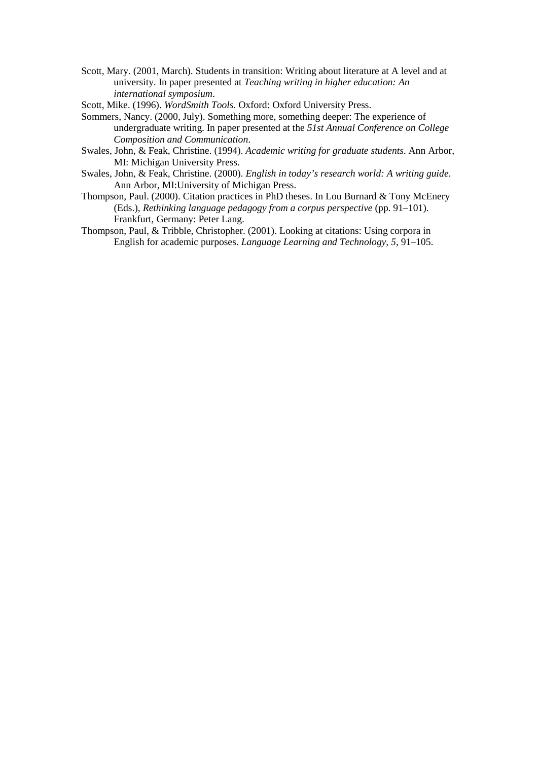Scott, Mary. (2001, March). Students in transition: Writing about literature at A level and at university. In paper presented at *Teaching writing in higher education: An international symposium*.

Scott, Mike. (1996). *WordSmith Tools*. Oxford: Oxford University Press.

Sommers, Nancy. (2000, July). Something more, something deeper: The experience of undergraduate writing. In paper presented at the *51st Annual Conference on College Composition and Communication*.

Swales, John, & Feak, Christine. (1994). *Academic writing for graduate students*. Ann Arbor, MI: Michigan University Press.

Swales, John, & Feak, Christine. (2000). *English in today's research world: A writing guide*. Ann Arbor, MI:University of Michigan Press.

Thompson, Paul. (2000). Citation practices in PhD theses. In Lou Burnard & Tony McEnery (Eds.), *Rethinking language pedagogy from a corpus perspective* (pp. 91–101). Frankfurt, Germany: Peter Lang.

Thompson, Paul, & Tribble, Christopher. (2001). Looking at citations: Using corpora in English for academic purposes. *Language Learning and Technology*, *5*, 91–105.